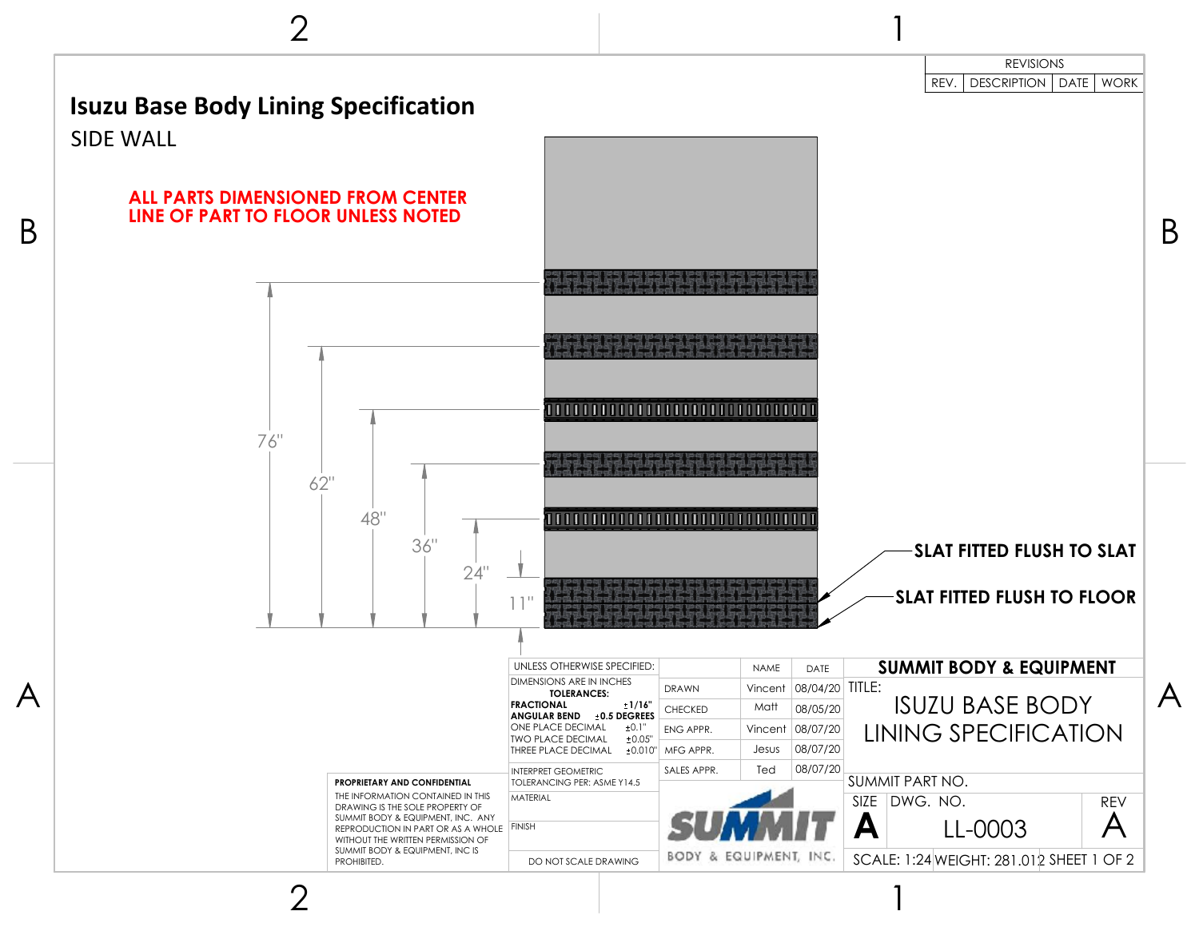# Isuzu Base Body Lining Specification

## SIDE WALL

**ALL PARTS DIMENSIONED FROM CENTER LINE OF PART TO FLOOR UNLESS NOTED**

76"

62"

48"

36"

24"

11"

**SLAT FITTED FLUSH TO SLAT**

**SLAT FITTED FLUSH TO FLOOR**

| | |
|---|---|
| REVISIONS | |
| REV. | DESCRIPTION | DATE | WORK |

**PROPRIETARY AND CONFIDENTIAL**

THE INFORMATION CONTAINED IN THIS DRAWING IS THE SOLE PROPERTY OF SUMMIT BODY & EQUIPMENT, INC. ANY REPRODUCTION IN PART OR AS A WHOLE WITHOUT THE WRITTEN PERMISSION OF SUMMIT BODY & EQUIPMENT, INC IS PROHIBITED.

UNLESS OTHERWISE SPECIFIED:
DIMENSIONS ARE IN INCHES
**TOLERANCES:**
**FRACTIONAL** ±1/16"
**ANGULAR BEND** ±0.5 DEGREES
ONE PLACE DECIMAL ±0.1"
TWO PLACE DECIMAL ±0.05"
THREE PLACE DECIMAL ±0.010"

INTERPRET GEOMETRIC TOLERANCING PER: ASME Y14.5

MATERIAL

FINISH

DO NOT SCALE DRAWING

| | NAME | DATE |
|---|---|---|
| DRAWN | Vincent | 08/04/20 |
| CHECKED | Matt | 08/05/20 |
| ENG APPR. | Vincent | 08/07/20 |
| MFG APPR. | Jesus | 08/07/20 |
| SALES APPR. | Ted | 08/07/20 |

SUMMIT BODY & EQUIPMENT, INC.

**SUMMIT BODY & EQUIPMENT**

TITLE: ISUZU BASE BODY LINING SPECIFICATION

SUMMIT PART NO.

| SIZE | DWG. NO. | REV |
|---|---|---|
| A | LL-0003 | A |

SCALE: 1:24 WEIGHT: 281.012 SHEET 1 OF 2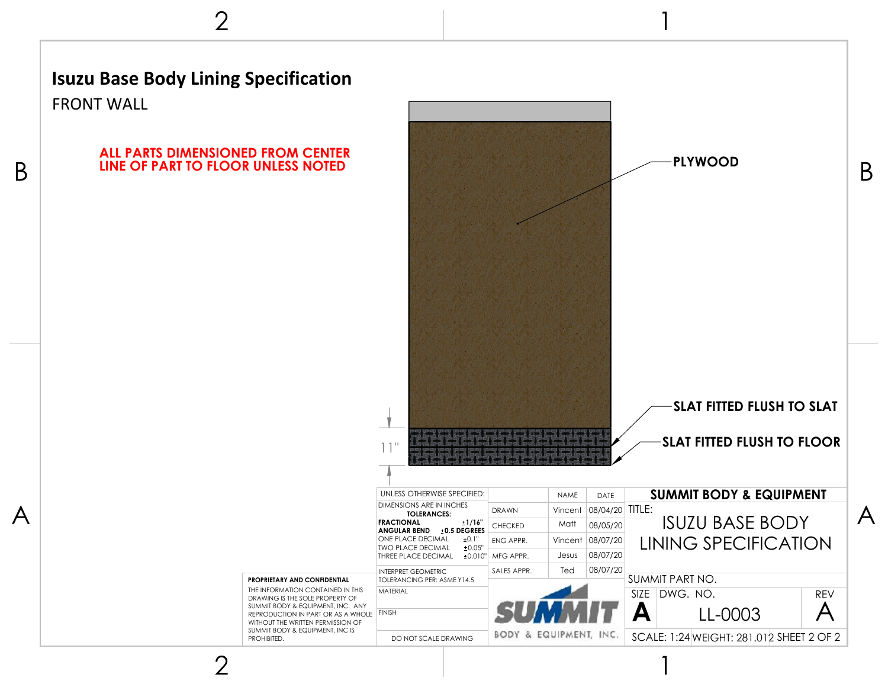# Isuzu Base Body Lining Specification

FRONT WALL

**ALL PARTS DIMENSIONED FROM CENTER LINE OF PART TO FLOOR UNLESS NOTED**

PLYWOOD

SLAT FITTED FLUSH TO SLAT

SLAT FITTED FLUSH TO FLOOR

11"

| | | | |
|---|---|---|---|
| UNLESS OTHERWISE SPECIFIED: | | NAME | DATE |
| DIMENSIONS ARE IN INCHES | DRAWN | Vincent | 08/04/20 |
| **TOLERANCES:** | CHECKED | Matt | 08/05/20 |
| **FRACTIONAL** ±1/16" | ENG APPR. | Vincent | 08/07/20 |
| **ANGULAR BEND** ±0.5 DEGREES | MFG APPR. | Jesus | 08/07/20 |
| ONE PLACE DECIMAL ±0.1" | SALES APPR. | Ted | 08/07/20 |
| TWO PLACE DECIMAL ±0.05" | | | |
| THREE PLACE DECIMAL ±0.010" | | | |
| INTERPRET GEOMETRIC TOLERANCING PER: ASME Y14.5 | | | |
| MATERIAL | | | |
| FINISH | | | |
| DO NOT SCALE DRAWING | | | |

**SUMMIT BODY & EQUIPMENT**

TITLE: ISUZU BASE BODY LINING SPECIFICATION

SUMMIT PART NO.

| SIZE | DWG. NO. | REV |
|---|---|---|
| A | LL-0003 | A |

SCALE: 1:24 WEIGHT: 281.012 SHEET 2 OF 2

SUMMIT BODY & EQUIPMENT, INC.

**PROPRIETARY AND CONFIDENTIAL**

THE INFORMATION CONTAINED IN THIS DRAWING IS THE SOLE PROPERTY OF SUMMIT BODY & EQUIPMENT, INC. ANY REPRODUCTION IN PART OR AS A WHOLE WITHOUT THE WRITTEN PERMISSION OF SUMMIT BODY & EQUIPMENT, INC IS PROHIBITED.